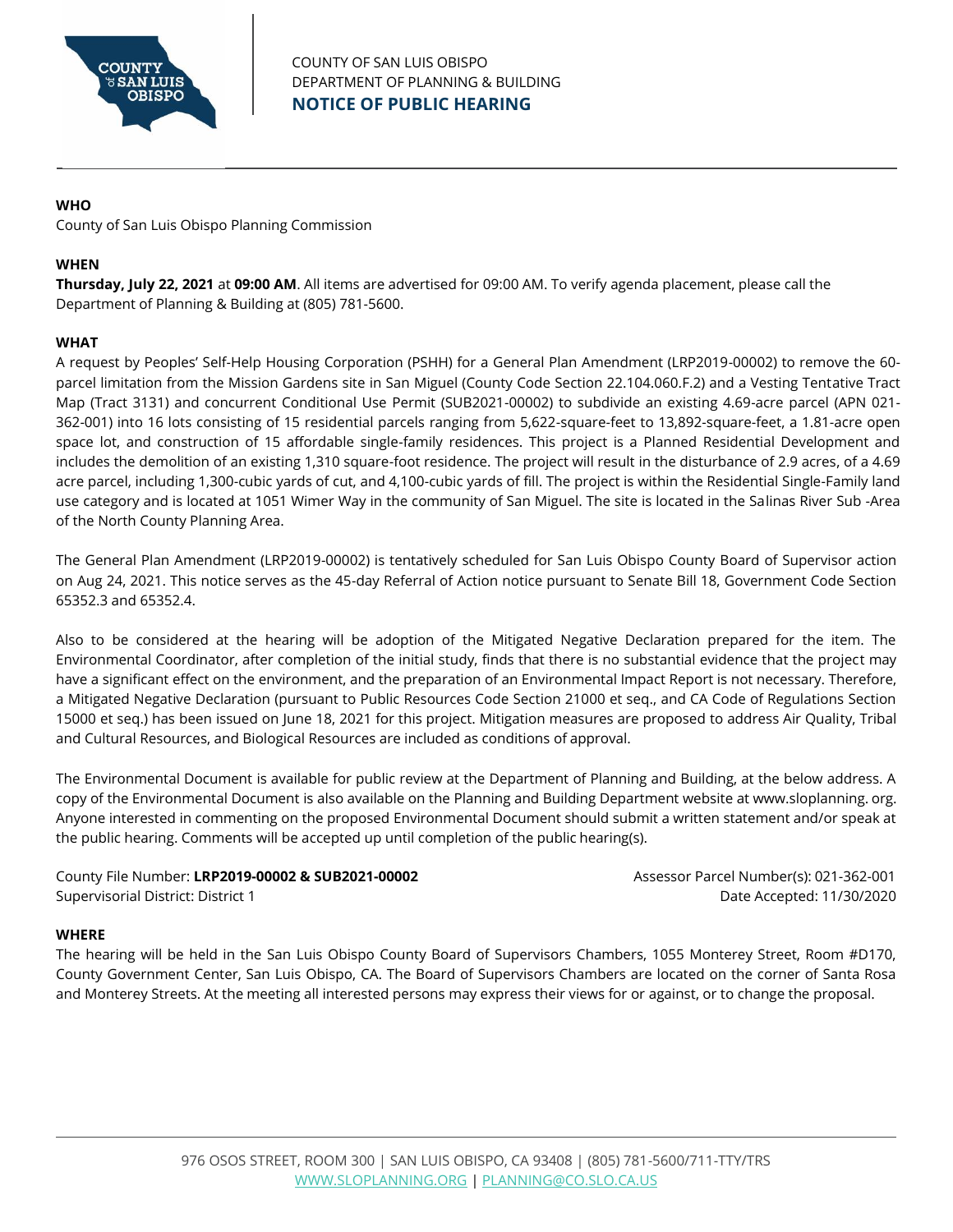COUNTY OF SAN LUIS OBISPO
DEPARTMENT OF PLANNING & BUILDING
**NOTICE OF PUBLIC HEARING**

**WHO**

County of San Luis Obispo Planning Commission

**WHEN**

**Thursday, July 22, 2021** at **09:00 AM**. All items are advertised for 09:00 AM. To verify agenda placement, please call the Department of Planning & Building at (805) 781-5600.

**WHAT**

A request by Peoples' Self-Help Housing Corporation (PSHH) for a General Plan Amendment (LRP2019-00002) to remove the 60-parcel limitation from the Mission Gardens site in San Miguel (County Code Section 22.104.060.F.2) and a Vesting Tentative Tract Map (Tract 3131) and concurrent Conditional Use Permit (SUB2021-00002) to subdivide an existing 4.69-acre parcel (APN 021-362-001) into 16 lots consisting of 15 residential parcels ranging from 5,622-square-feet to 13,892-square-feet, a 1.81-acre open space lot, and construction of 15 affordable single-family residences. This project is a Planned Residential Development and includes the demolition of an existing 1,310 square-foot residence. The project will result in the disturbance of 2.9 acres, of a 4.69 acre parcel, including 1,300-cubic yards of cut, and 4,100-cubic yards of fill. The project is within the Residential Single-Family land use category and is located at 1051 Wimer Way in the community of San Miguel. The site is located in the Salinas River Sub -Area of the North County Planning Area.

The General Plan Amendment (LRP2019-00002) is tentatively scheduled for San Luis Obispo County Board of Supervisor action on Aug 24, 2021. This notice serves as the 45-day Referral of Action notice pursuant to Senate Bill 18, Government Code Section 65352.3 and 65352.4.

Also to be considered at the hearing will be adoption of the Mitigated Negative Declaration prepared for the item. The Environmental Coordinator, after completion of the initial study, finds that there is no substantial evidence that the project may have a significant effect on the environment, and the preparation of an Environmental Impact Report is not necessary. Therefore, a Mitigated Negative Declaration (pursuant to Public Resources Code Section 21000 et seq., and CA Code of Regulations Section 15000 et seq.) has been issued on June 18, 2021 for this project. Mitigation measures are proposed to address Air Quality, Tribal and Cultural Resources, and Biological Resources are included as conditions of approval.

The Environmental Document is available for public review at the Department of Planning and Building, at the below address. A copy of the Environmental Document is also available on the Planning and Building Department website at www.sloplanning. org. Anyone interested in commenting on the proposed Environmental Document should submit a written statement and/or speak at the public hearing. Comments will be accepted up until completion of the public hearing(s).

County File Number: **LRP2019-00002 & SUB2021-00002**
Assessor Parcel Number(s): 021-362-001
Supervisorial District: District 1
Date Accepted: 11/30/2020

**WHERE**

The hearing will be held in the San Luis Obispo County Board of Supervisors Chambers, 1055 Monterey Street, Room #D170, County Government Center, San Luis Obispo, CA. The Board of Supervisors Chambers are located on the corner of Santa Rosa and Monterey Streets. At the meeting all interested persons may express their views for or against, or to change the proposal.

976 OSOS STREET, ROOM 300 | SAN LUIS OBISPO, CA 93408 | (805) 781-5600/711-TTY/TRS
WWW.SLOPLANNING.ORG | PLANNING@CO.SLO.CA.US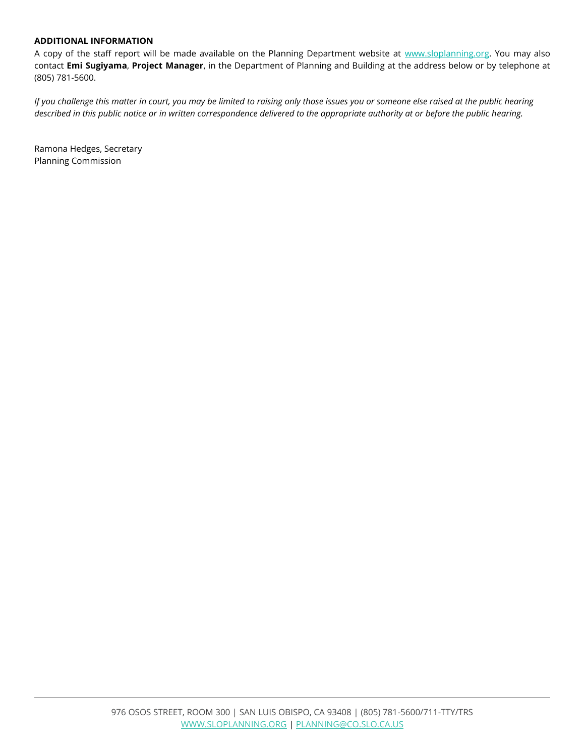**ADDITIONAL INFORMATION**

A copy of the staff report will be made available on the Planning Department website at www.sloplanning.org. You may also contact **Emi Sugiyama**, **Project Manager**, in the Department of Planning and Building at the address below or by telephone at (805) 781-5600.

*If you challenge this matter in court, you may be limited to raising only those issues you or someone else raised at the public hearing described in this public notice or in written correspondence delivered to the appropriate authority at or before the public hearing.*

Ramona Hedges, Secretary
Planning Commission